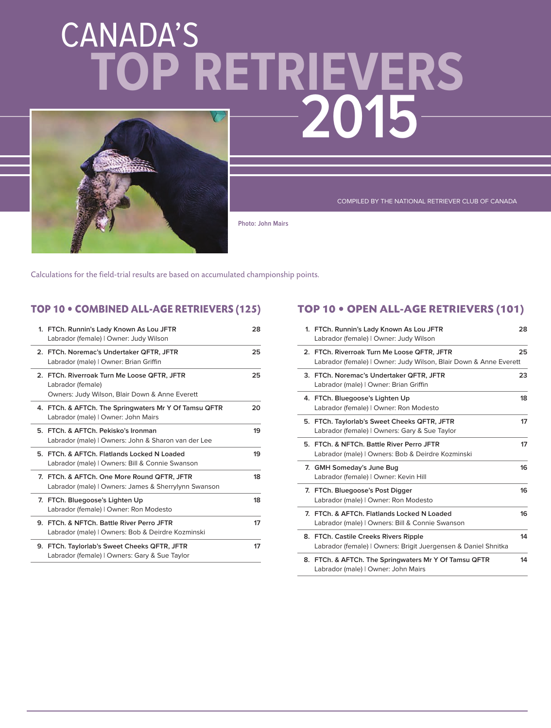# CANADA'S TOP RETRIEVERS 2015

COMPILED BY THE NATIONAL RETRIEVER CLUB OF CANADA

Photo: John Mairs

Calculations for the field-trial results are based on accumulated championship points.

## TOP 10 • COMBINED ALL-AGE RETRIEVERS (125)

| Rank | Retriever | Points |
|---|---|---|
| 1. | **FTCh. Runnin's Lady Known As Lou JFTR**<br>Labrador (female) \| Owner: Judy Wilson | 28 |
| 2. | **FTCh. Noremac's Undertaker QFTR, JFTR**<br>Labrador (male) \| Owner: Brian Griffin | 25 |
| 2. | **FTCh. Riverroak Turn Me Loose QFTR, JFTR**<br>Labrador (female)<br>Owners: Judy Wilson, Blair Down & Anne Everett | 25 |
| 4. | **FTCh. & AFTCh. The Springwaters Mr Y Of Tamsu QFTR**<br>Labrador (male) \| Owner: John Mairs | 20 |
| 5. | **FTCh. & AFTCh. Pekisko's Ironman**<br>Labrador (male) \| Owners: John & Sharon van der Lee | 19 |
| 5. | **FTCh. & AFTCh. Flatlands Locked N Loaded**<br>Labrador (male) \| Owners: Bill & Connie Swanson | 19 |
| 7. | **FTCh. & AFTCh. One More Round QFTR, JFTR**<br>Labrador (male) \| Owners: James & Sherrylynn Swanson | 18 |
| 7. | **FTCh. Bluegoose's Lighten Up**<br>Labrador (female) \| Owner: Ron Modesto | 18 |
| 9. | **FTCh. & NFTCh. Battle River Perro JFTR**<br>Labrador (male) \| Owners: Bob & Deirdre Kozminski | 17 |
| 9. | **FTCh. Taylorlab's Sweet Cheeks QFTR, JFTR**<br>Labrador (female) \| Owners: Gary & Sue Taylor | 17 |

## TOP 10 • OPEN ALL-AGE RETRIEVERS (101)

| Rank | Retriever | Points |
|---|---|---|
| 1. | **FTCh. Runnin's Lady Known As Lou JFTR**<br>Labrador (female) \| Owner: Judy Wilson | 28 |
| 2. | **FTCh. Riverroak Turn Me Loose QFTR, JFTR**<br>Labrador (female) \| Owner: Judy Wilson, Blair Down & Anne Everett | 25 |
| 3. | **FTCh. Noremac's Undertaker QFTR, JFTR**<br>Labrador (male) \| Owner: Brian Griffin | 23 |
| 4. | **FTCh. Bluegoose's Lighten Up**<br>Labrador (female) \| Owner: Ron Modesto | 18 |
| 5. | **FTCh. Taylorlab's Sweet Cheeks QFTR, JFTR**<br>Labrador (female) \| Owners: Gary & Sue Taylor | 17 |
| 5. | **FTCh. & NFTCh. Battle River Perro JFTR**<br>Labrador (male) \| Owners: Bob & Deirdre Kozminski | 17 |
| 7. | **GMH Someday's June Bug**<br>Labrador (female) \| Owner: Kevin Hill | 16 |
| 7. | **FTCh. Bluegoose's Post Digger**<br>Labrador (male) \| Owner: Ron Modesto | 16 |
| 7. | **FTCh. & AFTCh. Flatlands Locked N Loaded**<br>Labrador (male) \| Owners: Bill & Connie Swanson | 16 |
| 8. | **FTCh. Castile Creeks Rivers Ripple**<br>Labrador (female) \| Owners: Brigit Juergensen & Daniel Shnitka | 14 |
| 8. | **FTCh. & AFTCh. The Springwaters Mr Y Of Tamsu QFTR**<br>Labrador (male) \| Owner: John Mairs | 14 |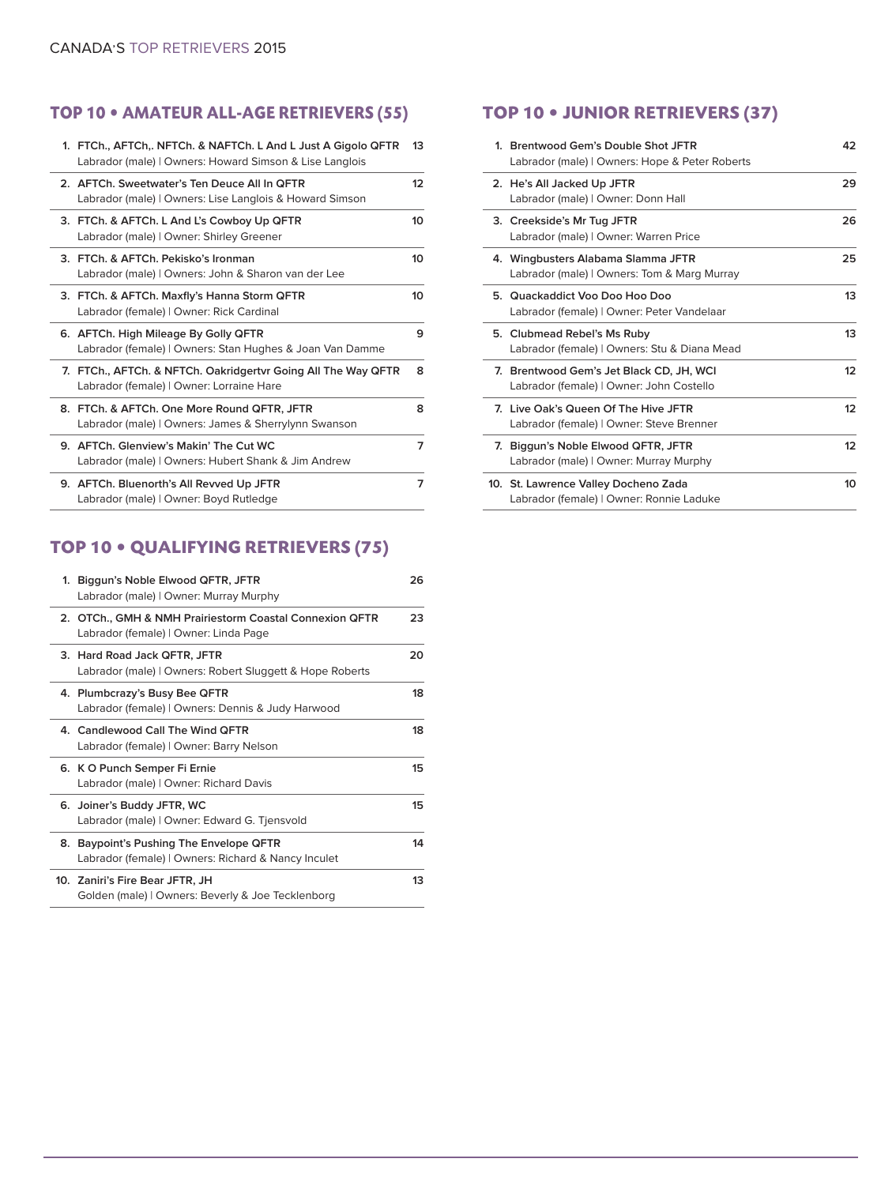# CANADA'S TOP RETRIEVERS 2015

## TOP 10 • AMATEUR ALL-AGE RETRIEVERS (55)

1. **FTCh., AFTCh,. NFTCh. & NAFTCh. L And L Just A Gigolo QFTR** — 13
   Labrador (male) | Owners: Howard Simson & Lise Langlois
2. **AFTCh. Sweetwater's Ten Deuce All In QFTR** — 12
   Labrador (male) | Owners: Lise Langlois & Howard Simson
3. **FTCh. & AFTCh. L And L's Cowboy Up QFTR** — 10
   Labrador (male) | Owner: Shirley Greener
3. **FTCh. & AFTCh. Pekisko's Ironman** — 10
   Labrador (male) | Owners: John & Sharon van der Lee
3. **FTCh. & AFTCh. Maxfly's Hanna Storm QFTR** — 10
   Labrador (female) | Owner: Rick Cardinal
6. **AFTCh. High Mileage By Golly QFTR** — 9
   Labrador (female) | Owners: Stan Hughes & Joan Van Damme
7. **FTCh., AFTCh. & NFTCh. Oakridgertvr Going All The Way QFTR** — 8
   Labrador (female) | Owner: Lorraine Hare
8. **FTCh. & AFTCh. One More Round QFTR, JFTR** — 8
   Labrador (male) | Owners: James & Sherrylynn Swanson
9. **AFTCh. Glenview's Makin' The Cut WC** — 7
   Labrador (male) | Owners: Hubert Shank & Jim Andrew
9. **AFTCh. Bluenorth's All Revved Up JFTR** — 7
   Labrador (male) | Owner: Boyd Rutledge

## TOP 10 • QUALIFYING RETRIEVERS (75)

1. **Biggun's Noble Elwood QFTR, JFTR** — 26
   Labrador (male) | Owner: Murray Murphy
2. **OTCh., GMH & NMH Prairiestorm Coastal Connexion QFTR** — 23
   Labrador (female) | Owner: Linda Page
3. **Hard Road Jack QFTR, JFTR** — 20
   Labrador (male) | Owners: Robert Sluggett & Hope Roberts
4. **Plumbcrazy's Busy Bee QFTR** — 18
   Labrador (female) | Owners: Dennis & Judy Harwood
4. **Candlewood Call The Wind QFTR** — 18
   Labrador (female) | Owner: Barry Nelson
6. **K O Punch Semper Fi Ernie** — 15
   Labrador (male) | Owner: Richard Davis
6. **Joiner's Buddy JFTR, WC** — 15
   Labrador (male) | Owner: Edward G. Tjensvold
8. **Baypoint's Pushing The Envelope QFTR** — 14
   Labrador (female) | Owners: Richard & Nancy Inculet
10. **Zaniri's Fire Bear JFTR, JH** — 13
   Golden (male) | Owners: Beverly & Joe Tecklenborg

## TOP 10 • JUNIOR RETRIEVERS (37)

1. **Brentwood Gem's Double Shot JFTR** — 42
   Labrador (male) | Owners: Hope & Peter Roberts
2. **He's All Jacked Up JFTR** — 29
   Labrador (male) | Owner: Donn Hall
3. **Creekside's Mr Tug JFTR** — 26
   Labrador (male) | Owner: Warren Price
4. **Wingbusters Alabama Slamma JFTR** — 25
   Labrador (male) | Owners: Tom & Marg Murray
5. **Quackaddict Voo Doo Hoo Doo** — 13
   Labrador (female) | Owner: Peter Vandelaar
5. **Clubmead Rebel's Ms Ruby** — 13
   Labrador (female) | Owners: Stu & Diana Mead
7. **Brentwood Gem's Jet Black CD, JH, WCI** — 12
   Labrador (female) | Owner: John Costello
7. **Live Oak's Queen Of The Hive JFTR** — 12
   Labrador (female) | Owner: Steve Brenner
7. **Biggun's Noble Elwood QFTR, JFTR** — 12
   Labrador (male) | Owner: Murray Murphy
10. **St. Lawrence Valley Docheno Zada** — 10
   Labrador (female) | Owner: Ronnie Laduke